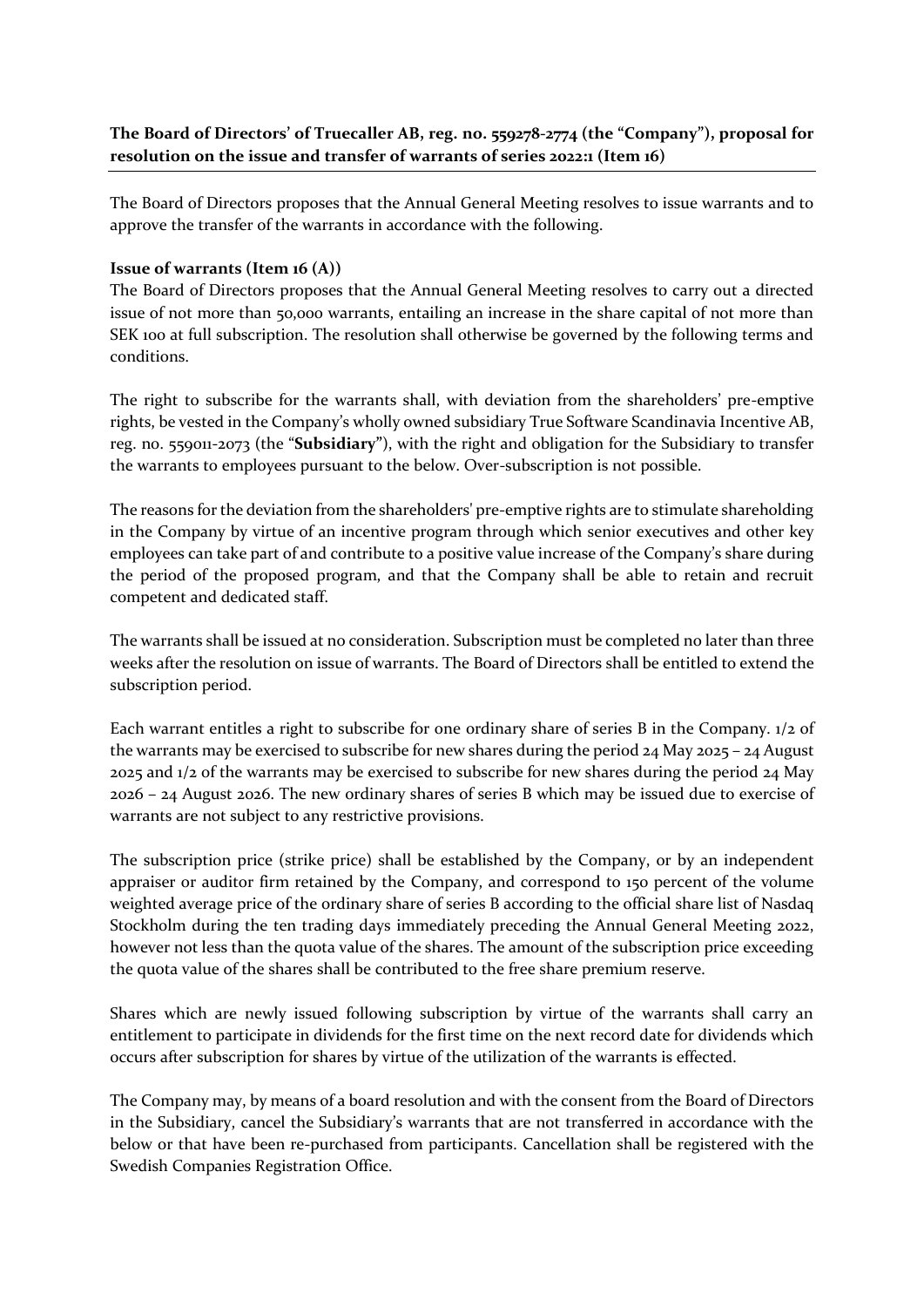**The Board of Directors' of Truecaller AB, reg. no. 559278-2774 (the "Company"), proposal for resolution on the issue and transfer of warrants of series 2022:1 (Item 16)**

The Board of Directors proposes that the Annual General Meeting resolves to issue warrants and to approve the transfer of the warrants in accordance with the following.

**Issue of warrants (Item 16 (A))**

The Board of Directors proposes that the Annual General Meeting resolves to carry out a directed issue of not more than 50,000 warrants, entailing an increase in the share capital of not more than SEK 100 at full subscription. The resolution shall otherwise be governed by the following terms and conditions.

The right to subscribe for the warrants shall, with deviation from the shareholders' pre-emptive rights, be vested in the Company's wholly owned subsidiary True Software Scandinavia Incentive AB, reg. no. 559011-2073 (the "**Subsidiary**"), with the right and obligation for the Subsidiary to transfer the warrants to employees pursuant to the below. Over-subscription is not possible.

The reasons for the deviation from the shareholders' pre-emptive rights are to stimulate shareholding in the Company by virtue of an incentive program through which senior executives and other key employees can take part of and contribute to a positive value increase of the Company's share during the period of the proposed program, and that the Company shall be able to retain and recruit competent and dedicated staff.

The warrants shall be issued at no consideration. Subscription must be completed no later than three weeks after the resolution on issue of warrants. The Board of Directors shall be entitled to extend the subscription period.

Each warrant entitles a right to subscribe for one ordinary share of series B in the Company. 1/2 of the warrants may be exercised to subscribe for new shares during the period 24 May 2025 – 24 August 2025 and 1/2 of the warrants may be exercised to subscribe for new shares during the period 24 May 2026 – 24 August 2026. The new ordinary shares of series B which may be issued due to exercise of warrants are not subject to any restrictive provisions.

The subscription price (strike price) shall be established by the Company, or by an independent appraiser or auditor firm retained by the Company, and correspond to 150 percent of the volume weighted average price of the ordinary share of series B according to the official share list of Nasdaq Stockholm during the ten trading days immediately preceding the Annual General Meeting 2022, however not less than the quota value of the shares. The amount of the subscription price exceeding the quota value of the shares shall be contributed to the free share premium reserve.

Shares which are newly issued following subscription by virtue of the warrants shall carry an entitlement to participate in dividends for the first time on the next record date for dividends which occurs after subscription for shares by virtue of the utilization of the warrants is effected.

The Company may, by means of a board resolution and with the consent from the Board of Directors in the Subsidiary, cancel the Subsidiary's warrants that are not transferred in accordance with the below or that have been re-purchased from participants. Cancellation shall be registered with the Swedish Companies Registration Office.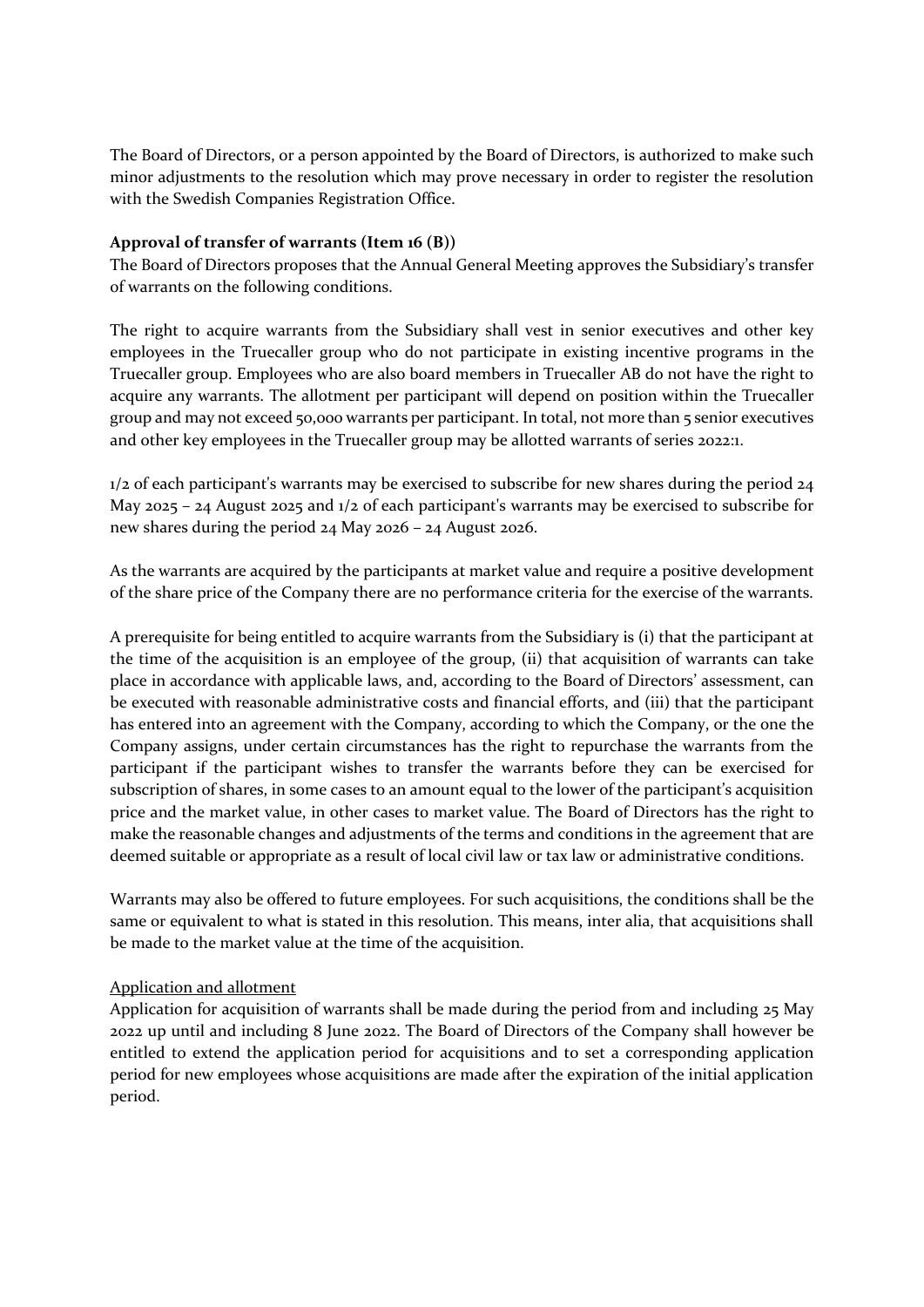The Board of Directors, or a person appointed by the Board of Directors, is authorized to make such minor adjustments to the resolution which may prove necessary in order to register the resolution with the Swedish Companies Registration Office.

**Approval of transfer of warrants (Item 16 (B))**

The Board of Directors proposes that the Annual General Meeting approves the Subsidiary's transfer of warrants on the following conditions.

The right to acquire warrants from the Subsidiary shall vest in senior executives and other key employees in the Truecaller group who do not participate in existing incentive programs in the Truecaller group. Employees who are also board members in Truecaller AB do not have the right to acquire any warrants. The allotment per participant will depend on position within the Truecaller group and may not exceed 50,000 warrants per participant. In total, not more than 5 senior executives and other key employees in the Truecaller group may be allotted warrants of series 2022:1.

1/2 of each participant's warrants may be exercised to subscribe for new shares during the period 24 May 2025 – 24 August 2025 and 1/2 of each participant's warrants may be exercised to subscribe for new shares during the period 24 May 2026 – 24 August 2026.

As the warrants are acquired by the participants at market value and require a positive development of the share price of the Company there are no performance criteria for the exercise of the warrants.

A prerequisite for being entitled to acquire warrants from the Subsidiary is (i) that the participant at the time of the acquisition is an employee of the group, (ii) that acquisition of warrants can take place in accordance with applicable laws, and, according to the Board of Directors' assessment, can be executed with reasonable administrative costs and financial efforts, and (iii) that the participant has entered into an agreement with the Company, according to which the Company, or the one the Company assigns, under certain circumstances has the right to repurchase the warrants from the participant if the participant wishes to transfer the warrants before they can be exercised for subscription of shares, in some cases to an amount equal to the lower of the participant's acquisition price and the market value, in other cases to market value. The Board of Directors has the right to make the reasonable changes and adjustments of the terms and conditions in the agreement that are deemed suitable or appropriate as a result of local civil law or tax law or administrative conditions.

Warrants may also be offered to future employees. For such acquisitions, the conditions shall be the same or equivalent to what is stated in this resolution. This means, inter alia, that acquisitions shall be made to the market value at the time of the acquisition.

Application and allotment

Application for acquisition of warrants shall be made during the period from and including 25 May 2022 up until and including 8 June 2022. The Board of Directors of the Company shall however be entitled to extend the application period for acquisitions and to set a corresponding application period for new employees whose acquisitions are made after the expiration of the initial application period.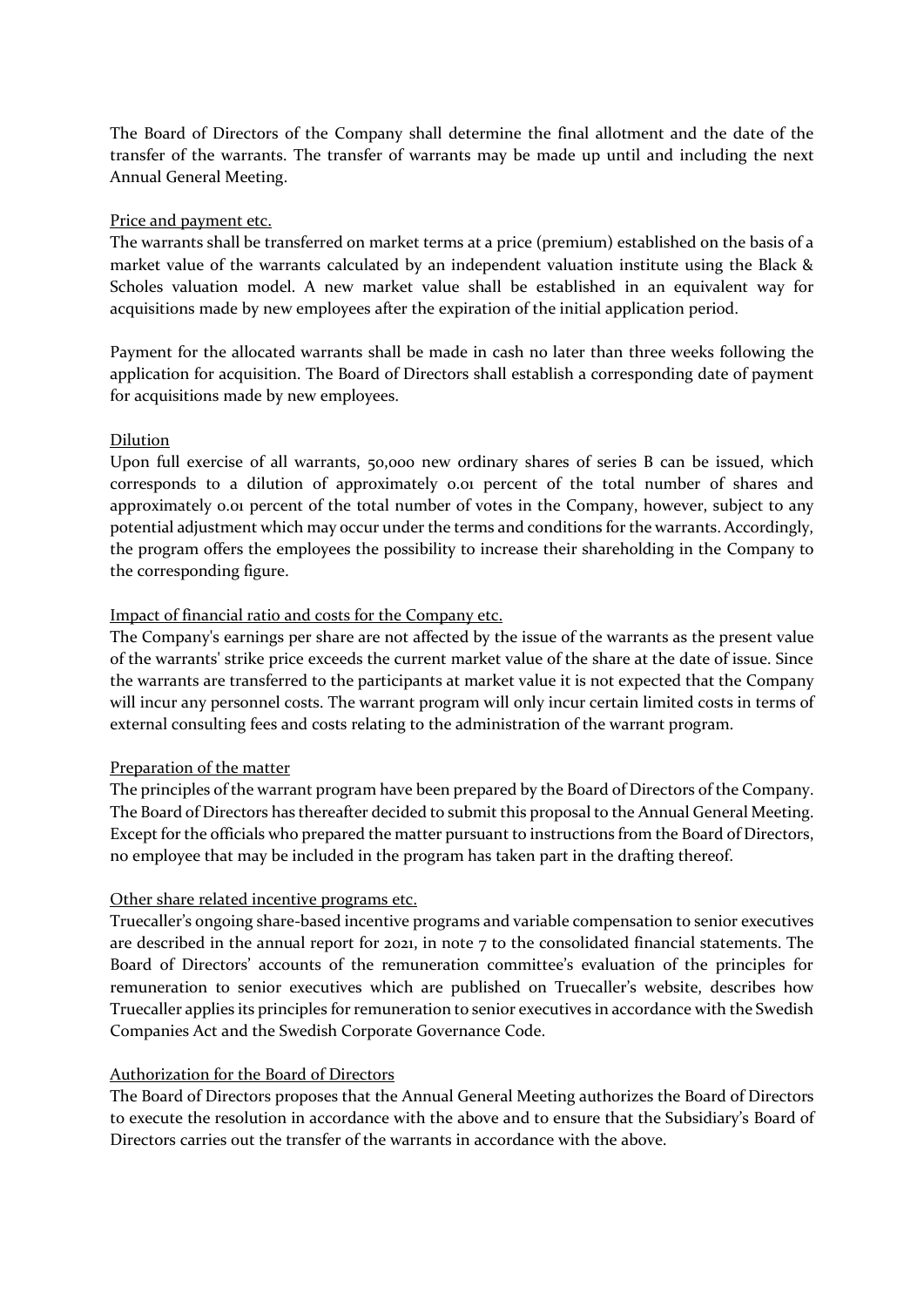The Board of Directors of the Company shall determine the final allotment and the date of the transfer of the warrants. The transfer of warrants may be made up until and including the next Annual General Meeting.

Price and payment etc.

The warrants shall be transferred on market terms at a price (premium) established on the basis of a market value of the warrants calculated by an independent valuation institute using the Black & Scholes valuation model. A new market value shall be established in an equivalent way for acquisitions made by new employees after the expiration of the initial application period.

Payment for the allocated warrants shall be made in cash no later than three weeks following the application for acquisition. The Board of Directors shall establish a corresponding date of payment for acquisitions made by new employees.

Dilution

Upon full exercise of all warrants, 50,000 new ordinary shares of series B can be issued, which corresponds to a dilution of approximately 0.01 percent of the total number of shares and approximately 0.01 percent of the total number of votes in the Company, however, subject to any potential adjustment which may occur under the terms and conditions for the warrants. Accordingly, the program offers the employees the possibility to increase their shareholding in the Company to the corresponding figure.

Impact of financial ratio and costs for the Company etc.

The Company's earnings per share are not affected by the issue of the warrants as the present value of the warrants' strike price exceeds the current market value of the share at the date of issue. Since the warrants are transferred to the participants at market value it is not expected that the Company will incur any personnel costs. The warrant program will only incur certain limited costs in terms of external consulting fees and costs relating to the administration of the warrant program.

Preparation of the matter

The principles of the warrant program have been prepared by the Board of Directors of the Company. The Board of Directors has thereafter decided to submit this proposal to the Annual General Meeting. Except for the officials who prepared the matter pursuant to instructions from the Board of Directors, no employee that may be included in the program has taken part in the drafting thereof.

Other share related incentive programs etc.

Truecaller's ongoing share-based incentive programs and variable compensation to senior executives are described in the annual report for 2021, in note 7 to the consolidated financial statements. The Board of Directors' accounts of the remuneration committee's evaluation of the principles for remuneration to senior executives which are published on Truecaller's website, describes how Truecaller applies its principles for remuneration to senior executives in accordance with the Swedish Companies Act and the Swedish Corporate Governance Code.

Authorization for the Board of Directors

The Board of Directors proposes that the Annual General Meeting authorizes the Board of Directors to execute the resolution in accordance with the above and to ensure that the Subsidiary's Board of Directors carries out the transfer of the warrants in accordance with the above.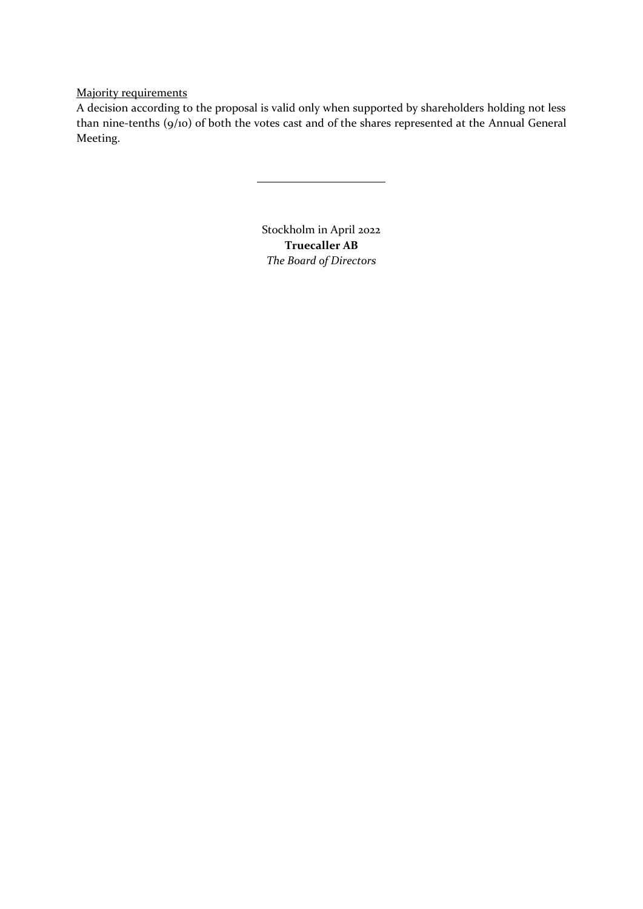Majority requirements

A decision according to the proposal is valid only when supported by shareholders holding not less than nine-tenths (9/10) of both the votes cast and of the shares represented at the Annual General Meeting.

---

Stockholm in April 2022

**Truecaller AB**

*The Board of Directors*